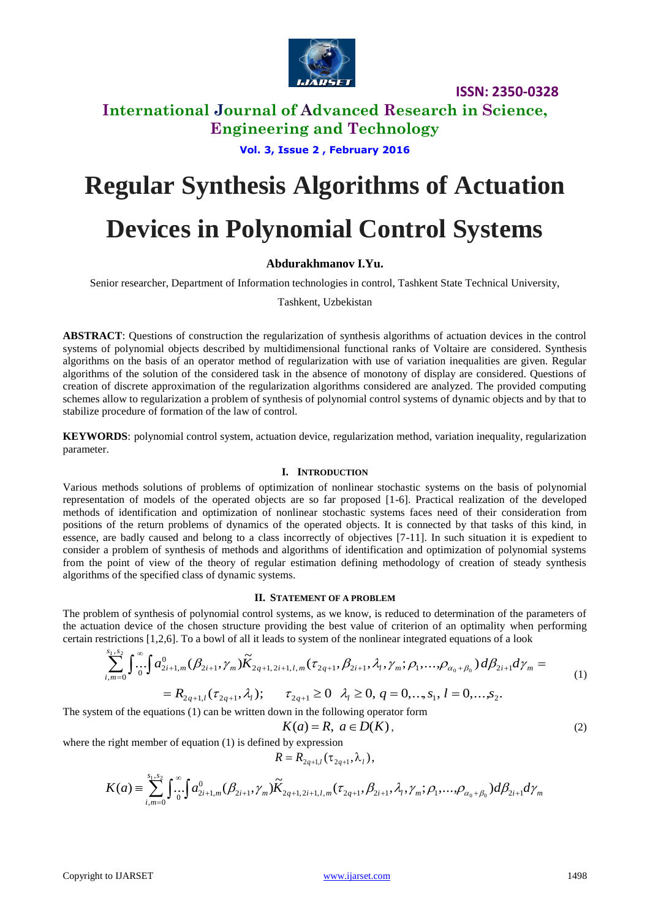# International Journal of Advanced Research in Science, Engineering and Technology

**ISSN: 2350-0328**

**Vol. 3, Issue 2 , February 2016**

# Regular Synthesis Algorithms of Actuation Devices in Polynomial Control Systems

**Abdurakhmanov I.Yu.**

Senior researcher, Department of Information technologies in control, Tashkent State Technical University,

Tashkent, Uzbekistan

**ABSTRACT**: Questions of construction the regularization of synthesis algorithms of actuation devices in the control systems of polynomial objects described by multidimensional functional ranks of Voltaire are considered. Synthesis algorithms on the basis of an operator method of regularization with use of variation inequalities are given. Regular algorithms of the solution of the considered task in the absence of monotony of display are considered. Questions of creation of discrete approximation of the regularization algorithms considered are analyzed. The provided computing schemes allow to regularization a problem of synthesis of polynomial control systems of dynamic objects and by that to stabilize procedure of formation of the law of control.

**KEYWORDS**: polynomial control system, actuation device, regularization method, variation inequality, regularization parameter.

## I. INTRODUCTION

Various methods solutions of problems of optimization of nonlinear stochastic systems on the basis of polynomial representation of models of the operated objects are so far proposed [1-6]. Practical realization of the developed methods of identification and optimization of nonlinear stochastic systems faces need of their consideration from positions of the return problems of dynamics of the operated objects. It is connected by that tasks of this kind, in essence, are badly caused and belong to a class incorrectly of objectives [7-11]. In such situation it is expedient to consider a problem of synthesis of methods and algorithms of identification and optimization of polynomial systems from the point of view of the theory of regular estimation defining methodology of creation of steady synthesis algorithms of the specified class of dynamic systems.

## II. STATEMENT OF A PROBLEM

The problem of synthesis of polynomial control systems, as we know, is reduced to determination of the parameters of the actuation device of the chosen structure providing the best value of criterion of an optimality when performing certain restrictions [1,2,6]. To a bowl of all it leads to system of the nonlinear integrated equations of a look

$$
\sum_{i,m=0}^{s_1,s_2}\int_0^{\infty}\!\!\dots\!\int a^0_{2i+1,m}(\beta_{2i+1},\gamma_m)\tilde{K}_{2q+1,2i+1,l,m}(\tau_{2q+1},\beta_{2i+1},\lambda_l,\gamma_m;\rho_1,\dots,\rho_{\alpha_0+\beta_0})\,d\beta_{2i+1}d\gamma_m =
$$
$$
= R_{2q+1,l}(\tau_{2q+1},\lambda_l); \qquad \tau_{2q+1}\ge 0 \quad \lambda_l \ge 0,\ q=0,\dots,s_1,\ l=0,\dots,s_2. \tag{1}
$$

The system of the equations (1) can be written down in the following operator form

$$
K(a)=R,\ a\in D(K), \tag{2}
$$

where the right member of equation (1) is defined by expression

$$
R = R_{2q+1,l}(\tau_{2q+1},\lambda_l),
$$

$$
K(a)\equiv \sum_{i,m=0}^{s_1,s_2}\int_0^{\infty}\!\!\dots\!\int a^0_{2i+1,m}(\beta_{2i+1},\gamma_m)\tilde{K}_{2q+1,2i+1,l,m}(\tau_{2q+1},\beta_{2i+1},\lambda_l,\gamma_m;\rho_1,\dots,\rho_{\alpha_0+\beta_0})\,d\beta_{2i+1}d\gamma_m
$$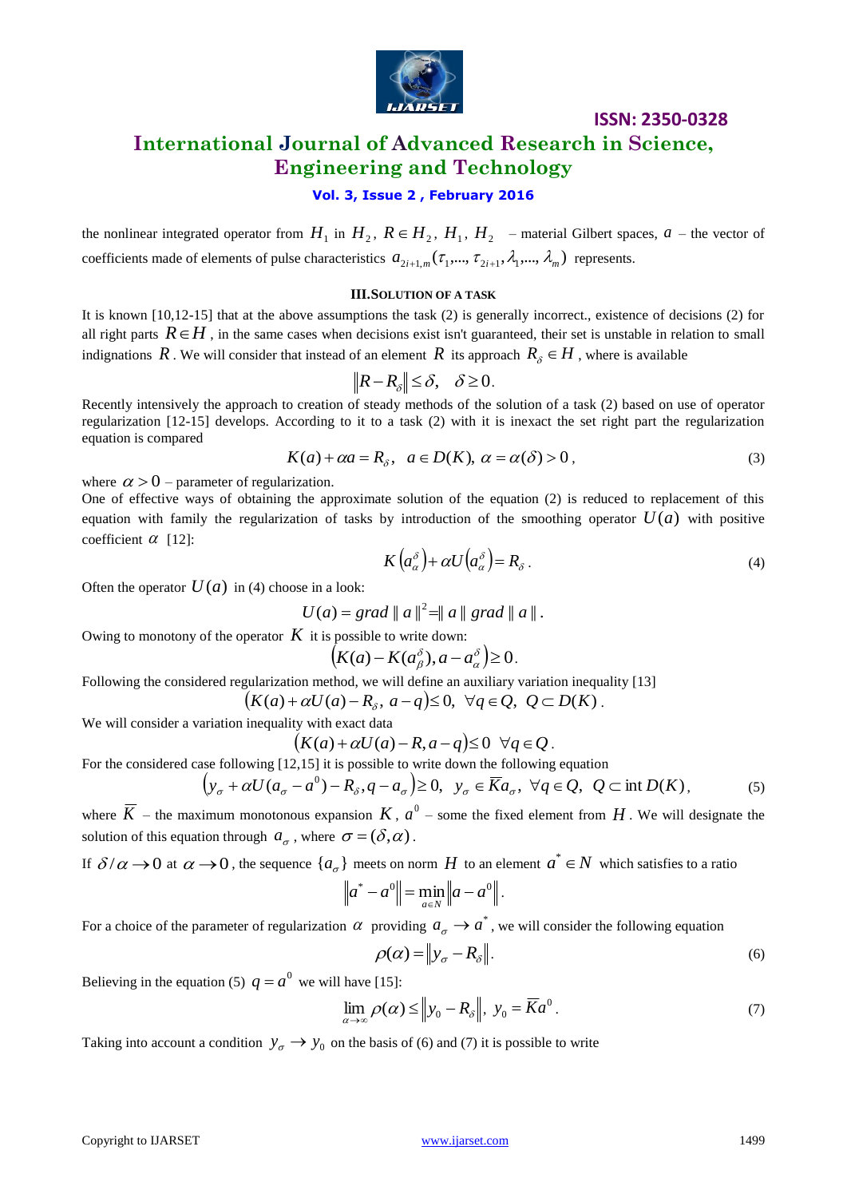the nonlinear integrated operator from $H_1$ in $H_2$, $R \in H_2$, $H_1$, $H_2$ – material Gilbert spaces, $a$ – the vector of coefficients made of elements of pulse characteristics $a_{2i+1,m}(\tau_1,..., \tau_{2i+1}, \lambda_1,..., \lambda_m)$ represents.

### III.SOLUTION OF A TASK

It is known [10,12-15] that at the above assumptions the task (2) is generally incorrect., existence of decisions (2) for all right parts $R \in H$, in the same cases when decisions exist isn't guaranteed, their set is unstable in relation to small indignations $R$. We will consider that instead of an element $R$ its approach $R_\delta \in H$, where is available

$$\|R - R_\delta\| \le \delta, \quad \delta \ge 0.$$

Recently intensively the approach to creation of steady methods of the solution of a task (2) based on use of operator regularization [12-15] develops. According to it to a task (2) with it is inexact the set right part the regularization equation is compared

$$K(a) + \alpha a = R_\delta, \;\; a \in D(K), \; \alpha = \alpha(\delta) > 0\,, \tag{3}$$

where $\alpha > 0$ – parameter of regularization.

One of effective ways of obtaining the approximate solution of the equation (2) is reduced to replacement of this equation with family the regularization of tasks by introduction of the smoothing operator $U(a)$ with positive coefficient $\alpha$ [12]:

$$K\left(a_\alpha^\delta\right) + \alpha U\left(a_\alpha^\delta\right) = R_\delta\,. \tag{4}$$

Often the operator $U(a)$ in (4) choose in a look:

$$U(a) = grad\, \| a \|^2 = \| a \|\, grad\, \| a \|\,.$$

Owing to monotony of the operator $K$ it is possible to write down:

$$\left(K(a) - K(a_\beta^\delta), a - a_\alpha^\delta\right) \ge 0\,.$$

Following the considered regularization method, we will define an auxiliary variation inequality [13]

$$\left(K(a) + \alpha U(a) - R_\delta,\, a - q\right) \le 0, \;\; \forall q \in Q, \;\; Q \subset D(K)\,.$$

We will consider a variation inequality with exact data

$$\left(K(a) + \alpha U(a) - R, a - q\right) \le 0 \;\; \forall q \in Q\,.$$

For the considered case following [12,15] it is possible to write down the following equation

$$\left(y_\sigma + \alpha U(a_\sigma - a^0) - R_\delta, q - a_\sigma\right) \ge 0, \;\; y_\sigma \in \overline{K} a_\sigma, \;\; \forall q \in Q, \;\; Q \subset \operatorname{int} D(K)\,, \tag{5}$$

where $\overline{K}$ – the maximum monotonous expansion $K$, $a^0$ – some the fixed element from $H$. We will designate the solution of this equation through $a_\sigma$, where $\sigma = (\delta, \alpha)$.

If $\delta/\alpha \to 0$ at $\alpha \to 0$, the sequence $\{a_\sigma\}$ meets on norm $H$ to an element $a^* \in N$ which satisfies to a ratio

$$\left\|a^* - a^0\right\| = \min_{a \in N} \left\|a - a^0\right\|.$$

For a choice of the parameter of regularization $\alpha$ providing $a_\sigma \to a^*$, we will consider the following equation

$$\rho(\alpha) = \left\|y_\sigma - R_\delta\right\|. \tag{6}$$

Believing in the equation (5) $q = a^0$ we will have [15]:

$$\lim_{\alpha \to \infty} \rho(\alpha) \le \left\|y_0 - R_\delta\right\|, \;\; y_0 = \overline{K} a^0\,. \tag{7}$$

Taking into account a condition $y_\sigma \to y_0$ on the basis of (6) and (7) it is possible to write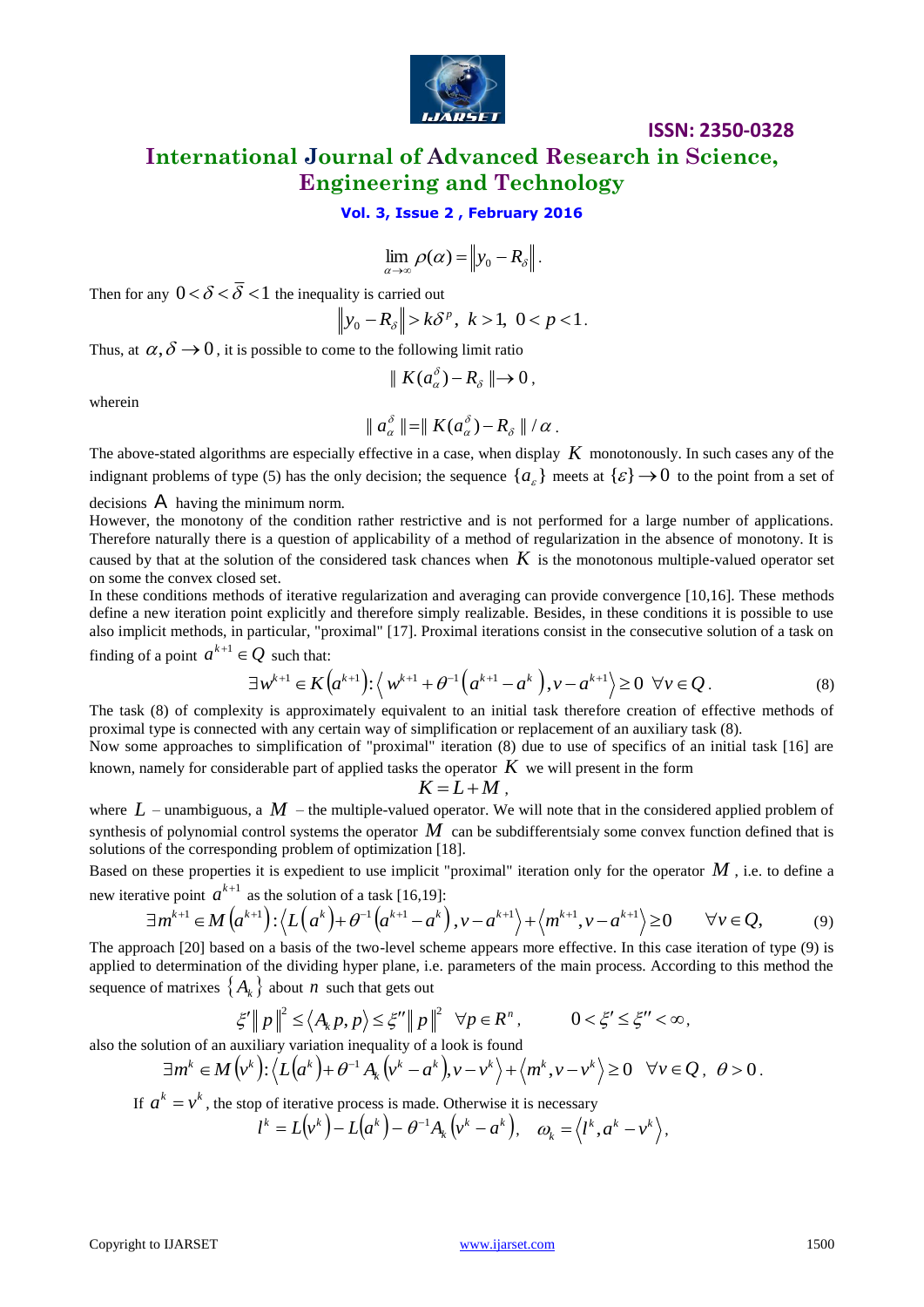$$\lim_{\alpha\to\infty}\rho(\alpha)=\left\|y_0-R_\delta\right\|.$$

Then for any $0<\delta<\bar{\delta}<1$ the inequality is carried out

$$\left\|y_0-R_\delta\right\|>k\delta^p,\; k>1,\; 0<p<1.$$

Thus, at $\alpha,\delta\to 0$, it is possible to come to the following limit ratio

$$\| K(a_\alpha^\delta)-R_\delta \|\to 0,$$

wherein

$$\| a_\alpha^\delta \| = \| K(a_\alpha^\delta)-R_\delta \| / \alpha.$$

The above-stated algorithms are especially effective in a case, when display $K$ monotonously. In such cases any of the indignant problems of type (5) has the only decision; the sequence $\{a_\varepsilon\}$ meets at $\{\varepsilon\}\to 0$ to the point from a set of decisions $A$ having the minimum norm.

However, the monotony of the condition rather restrictive and is not performed for a large number of applications. Therefore naturally there is a question of applicability of a method of regularization in the absence of monotony. It is caused by that at the solution of the considered task chances when $K$ is the monotonous multiple-valued operator set on some the convex closed set.

In these conditions methods of iterative regularization and averaging can provide convergence [10,16]. These methods define a new iteration point explicitly and therefore simply realizable. Besides, in these conditions it is possible to use also implicit methods, in particular, "proximal" [17]. Proximal iterations consist in the consecutive solution of a task on finding of a point $a^{k+1}\in Q$ such that:

$$\exists w^{k+1}\in K\left(a^{k+1}\right):\left\langle w^{k+1}+\theta^{-1}\left(a^{k+1}-a^k\right),v-a^{k+1}\right\rangle\geq 0\;\;\forall v\in Q. \tag{8}$$

The task (8) of complexity is approximately equivalent to an initial task therefore creation of effective methods of proximal type is connected with any certain way of simplification or replacement of an auxiliary task (8).

Now some approaches to simplification of "proximal" iteration (8) due to use of specifics of an initial task [16] are known, namely for considerable part of applied tasks the operator $K$ we will present in the form

$$K=L+M,$$

where $L$ – unambiguous, a $M$ – the multiple-valued operator. We will note that in the considered applied problem of synthesis of polynomial control systems the operator $M$ can be subdifferentsialy some convex function defined that is solutions of the corresponding problem of optimization [18].

Based on these properties it is expedient to use implicit "proximal" iteration only for the operator $M$, i.e. to define a new iterative point $a^{k+1}$ as the solution of a task [16,19]:

$$\exists m^{k+1}\in M\left(a^{k+1}\right):\left\langle L\left(a^k\right)+\theta^{-1}\left(a^{k+1}-a^k\right),v-a^{k+1}\right\rangle+\left\langle m^{k+1},v-a^{k+1}\right\rangle\geq 0\qquad\forall v\in Q, \tag{9}$$

The approach [20] based on a basis of the two-level scheme appears more effective. In this case iteration of type (9) is applied to determination of the dividing hyper plane, i.e. parameters of the main process. According to this method the sequence of matrixes $\{A_k\}$ about $n$ such that gets out

$$\xi'\| p \|^2\leq\langle A_k p,p\rangle\leq\xi''\| p \|^2\;\;\forall p\in R^n,\qquad 0<\xi'\leq\xi''<\infty,$$

also the solution of an auxiliary variation inequality of a look is found

$$\exists m^k\in M\left(v^k\right):\left\langle L\left(a^k\right)+\theta^{-1}A_k\left(v^k-a^k\right),v-v^k\right\rangle+\left\langle m^k,v-v^k\right\rangle\geq 0\;\;\forall v\in Q,\;\;\theta>0.$$

If $a^k=v^k$, the stop of iterative process is made. Otherwise it is necessary

$$l^k=L\left(v^k\right)-L\left(a^k\right)-\theta^{-1}A_k\left(v^k-a^k\right),\quad \omega_k=\left\langle l^k,a^k-v^k\right\rangle,$$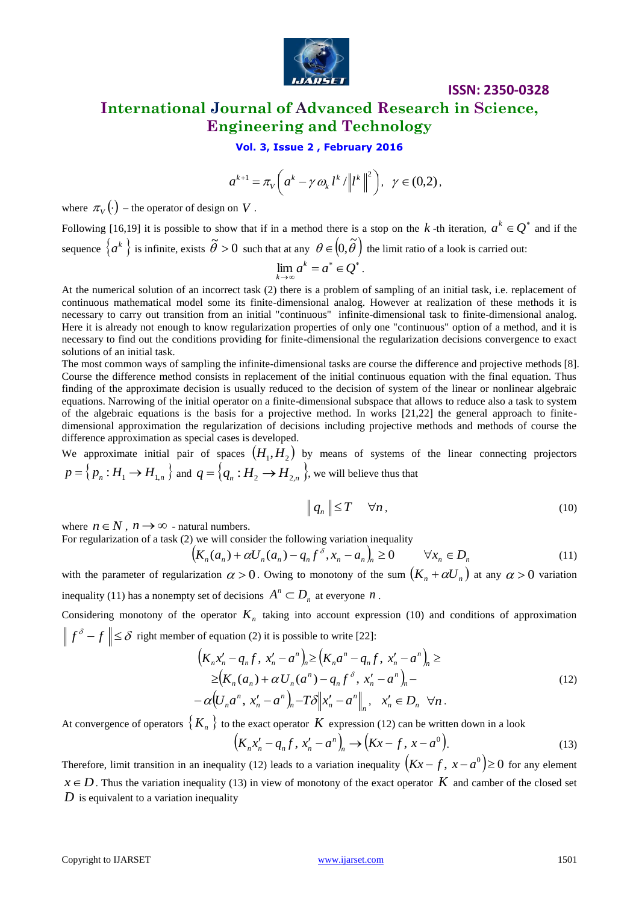$$a^{k+1} = \pi_V\left(a^k - \gamma\,\omega_k\, l^k / \left\| l^k \right\|^2\right), \quad \gamma \in (0,2),$$

where $\pi_V(\cdot)$ – the operator of design on $V$.

Following [16,19] it is possible to show that if in a method there is a stop on the $k$-th iteration, $a^k \in Q^*$ and if the sequence $\{a^k\}$ is infinite, exists $\tilde{\theta} > 0$ such that at any $\theta \in (0, \tilde{\theta})$ the limit ratio of a look is carried out:

$$\lim_{k \to \infty} a^k = a^* \in Q^*.$$

At the numerical solution of an incorrect task (2) there is a problem of sampling of an initial task, i.e. replacement of continuous mathematical model some its finite-dimensional analog. However at realization of these methods it is necessary to carry out transition from an initial "continuous" infinite-dimensional task to finite-dimensional analog. Here it is already not enough to know regularization properties of only one "continuous" option of a method, and it is necessary to find out the conditions providing for finite-dimensional the regularization decisions convergence to exact solutions of an initial task.

The most common ways of sampling the infinite-dimensional tasks are course the difference and projective methods [8]. Course the difference method consists in replacement of the initial continuous equation with the final equation. Thus finding of the approximate decision is usually reduced to the decision of system of the linear or nonlinear algebraic equations. Narrowing of the initial operator on a finite-dimensional subspace that allows to reduce also a task to system of the algebraic equations is the basis for a projective method. In works [21,22] the general approach to finite-dimensional approximation the regularization of decisions including projective methods and methods of course the difference approximation as special cases is developed.

We approximate initial pair of spaces $(H_1, H_2)$ by means of systems of the linear connecting projectors $p = \{p_n : H_1 \to H_{1,n}\}$ and $q = \{q_n : H_2 \to H_{2,n}\}$, we will believe thus that

$$\| q_n \| \leq T \quad \forall n, \tag{10}$$

where $n \in N$, $n \to \infty$ - natural numbers.

For regularization of a task (2) we will consider the following variation inequality

$$\left(K_n(a_n) + \alpha U_n(a_n) - q_n f^{\delta}, x_n - a_n\right)_n \geq 0 \qquad \forall x_n \in D_n \tag{11}$$

with the parameter of regularization $\alpha > 0$. Owing to monotony of the sum $(K_n + \alpha U_n)$ at any $\alpha > 0$ variation inequality (11) has a nonempty set of decisions $A^n \subset D_n$ at everyone $n$.

Considering monotony of the operator $K_n$ taking into account expression (10) and conditions of approximation $\| f^{\delta} - f \| \leq \delta$ right member of equation (2) it is possible to write [22]:

$$\begin{aligned}
\left(K_n x_n' - q_n f,\, x_n' - a^n\right)_n &\geq \left(K_n a^n - q_n f,\, x_n' - a^n\right)_n \geq \\
&\geq \left(K_n(a_n) + \alpha U_n(a^n) - q_n f^{\delta},\, x_n' - a^n\right)_n - \\
&- \alpha\left(U_n a^n,\, x_n' - a^n\right)_n - T\delta \left\| x_n' - a^n \right\|_n, \quad x_n' \in D_n \;\; \forall n.
\end{aligned} \tag{12}$$

At convergence of operators $\{K_n\}$ to the exact operator $K$ expression (12) can be written down in a look

$$\left(K_n x_n' - q_n f,\, x_n' - a^n\right)_n \to \left(Kx - f,\, x - a^0\right). \tag{13}$$

Therefore, limit transition in an inequality (12) leads to a variation inequality $\left(Kx - f,\, x - a^0\right) \geq 0$ for any element $x \in D$. Thus the variation inequality (13) in view of monotony of the exact operator $K$ and camber of the closed set $D$ is equivalent to a variation inequality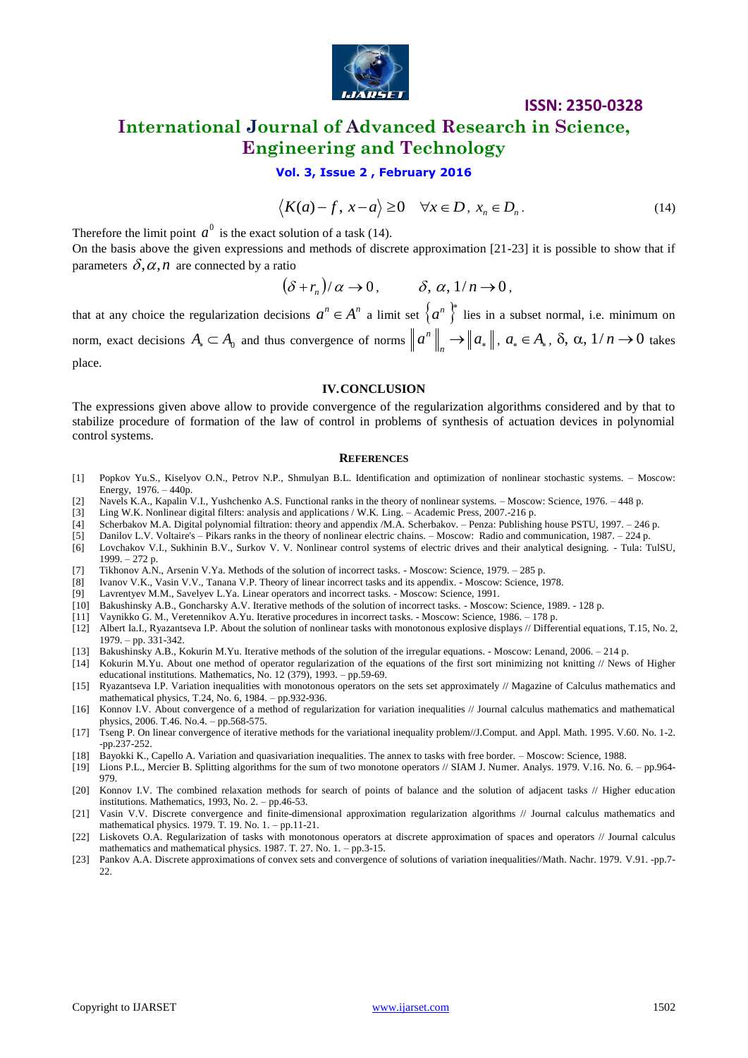$$\langle K(a) - f,\ x - a \rangle \geq 0 \quad \forall x \in D,\ x_n \in D_n. \tag{14}$$

Therefore the limit point $a^0$ is the exact solution of a task (14).

On the basis above the given expressions and methods of discrete approximation [21-23] it is possible to show that if parameters $\delta, \alpha, n$ are connected by a ratio

$$(\delta + r_n)/\alpha \to 0, \qquad \delta,\ \alpha,\ 1/n \to 0,$$

that at any choice the regularization decisions $a^n \in A^n$ a limit set $\{a^n\}^*$ lies in a subset normal, i.e. minimum on norm, exact decisions $A_* \subset A_0$ and thus convergence of norms $\|a^n\|_n \to \|a_*\|$, $a_* \in A_*$, $\delta,\ \alpha,\ 1/n \to 0$ takes place.

## IV. CONCLUSION

The expressions given above allow to provide convergence of the regularization algorithms considered and by that to stabilize procedure of formation of the law of control in problems of synthesis of actuation devices in polynomial control systems.

## REFERENCES

[1] Popkov Yu.S., Kiselyov O.N., Petrov N.P., Shmulyan B.L. Identification and optimization of nonlinear stochastic systems. – Moscow: Energy, 1976. – 440p.

[2] Navels K.A., Kapalin V.I., Yushchenko A.S. Functional ranks in the theory of nonlinear systems. – Moscow: Science, 1976. – 448 p.

[3] Ling W.K. Nonlinear digital filters: analysis and applications / W.K. Ling. – Academic Press, 2007.-216 p.

[4] Scherbakov M.A. Digital polynomial filtration: theory and appendix /M.A. Scherbakov. – Penza: Publishing house PSTU, 1997. – 246 p.

[5] Danilov L.V. Voltaire's – Pikars ranks in the theory of nonlinear electric chains. – Moscow: Radio and communication, 1987. – 224 p.

[6] Lovchakov V.I., Sukhinin B.V., Surkov V. V. Nonlinear control systems of electric drives and their analytical designing. - Tula: TulSU, 1999. – 272 p.

[7] Tikhonov A.N., Arsenin V.Ya. Methods of the solution of incorrect tasks. - Moscow: Science, 1979. – 285 p.

[8] Ivanov V.K., Vasin V.V., Tanana V.P. Theory of linear incorrect tasks and its appendix. - Moscow: Science, 1978.

[9] Lavrentyev M.M., Savelyev L.Ya. Linear operators and incorrect tasks. - Moscow: Science, 1991.

[10] Bakushinsky A.B., Goncharsky A.V. Iterative methods of the solution of incorrect tasks. - Moscow: Science, 1989. - 128 p.

[11] Vaynikko G. M., Veretennikov A.Yu. Iterative procedures in incorrect tasks. - Moscow: Science, 1986. – 178 p.

[12] Albert Ia.I., Ryazantseva I.P. About the solution of nonlinear tasks with monotonous explosive displays // Differential equations, T.15, No. 2, 1979. – pp. 331-342.

[13] Bakushinsky A.B., Kokurin M.Yu. Iterative methods of the solution of the irregular equations. - Moscow: Lenand, 2006. – 214 p.

[14] Kokurin M.Yu. About one method of operator regularization of the equations of the first sort minimizing not knitting // News of Higher educational institutions. Mathematics, No. 12 (379), 1993. – pp.59-69.

[15] Ryazantseva I.P. Variation inequalities with monotonous operators on the sets set approximately // Magazine of Calculus mathematics and mathematical physics, T.24, No. 6, 1984. – pp.932-936.

[16] Konnov I.V. About convergence of a method of regularization for variation inequalities // Journal calculus mathematics and mathematical physics, 2006. T.46. No.4. – pp.568-575.

[17] Tseng P. On linear convergence of iterative methods for the variational inequality problem//J.Comput. and Appl. Math. 1995. V.60. No. 1-2. -pp.237-252.

[18] Bayokki K., Capello A. Variation and quasivariation inequalities. The annex to tasks with free border. – Moscow: Science, 1988.

[19] Lions P.L., Mercier B. Splitting algorithms for the sum of two monotone operators // SIAM J. Numer. Analys. 1979. V.16. No. 6. – pp.964-979.

[20] Konnov I.V. The combined relaxation methods for search of points of balance and the solution of adjacent tasks // Higher education institutions. Mathematics, 1993, No. 2. – pp.46-53.

[21] Vasin V.V. Discrete convergence and finite-dimensional approximation regularization algorithms // Journal calculus mathematics and mathematical physics. 1979. T. 19. No. 1. – pp.11-21.

[22] Liskovets O.A. Regularization of tasks with monotonous operators at discrete approximation of spaces and operators // Journal calculus mathematics and mathematical physics. 1987. T. 27. No. 1. – pp.3-15.

[23] Pankov A.A. Discrete approximations of convex sets and convergence of solutions of variation inequalities//Math. Nachr. 1979. V.91. -pp.7-22.